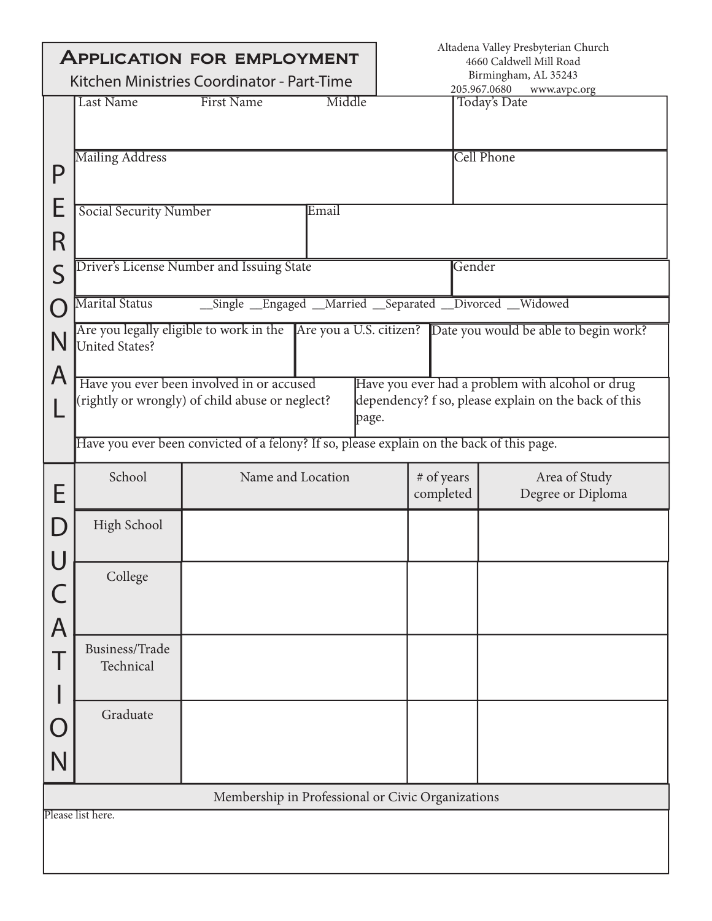# Application for employment

Kitchen Ministries Coordinator - Part-Time

Altadena Valley Presbyterian Church
4660 Caldwell Mill Road
Birmingham, AL 35243
205.967.0680 www.avpc.org

## PERSONAL

| Last Name First Name Middle | Today's Date |
|---|---|
| | |

| Mailing Address | Cell Phone |
|---|---|
| | |

| Social Security Number | Email |
|---|---|
| | |

| Driver's License Number and Issuing State | Gender |
|---|---|
| | |

Marital Status __Single __Engaged __Married __Separated __Divorced __Widowed

| Are you legally eligible to work in the United States? | Are you a U.S. citizen? | Date you would be able to begin work? |
|---|---|---|
| | | |

| Have you ever been involved in or accused (rightly or wrongly) of child abuse or neglect? | Have you ever had a problem with alcohol or drug dependency? f so, please explain on the back of this page. |
|---|---|
| | |

Have you ever been convicted of a felony? If so, please explain on the back of this page.

## EDUCATION

| School | Name and Location | # of years completed | Area of Study Degree or Diploma |
|---|---|---|---|
| High School | | | |
| College | | | |
| Business/Trade Technical | | | |
| Graduate | | | |

## Membership in Professional or Civic Organizations

Please list here.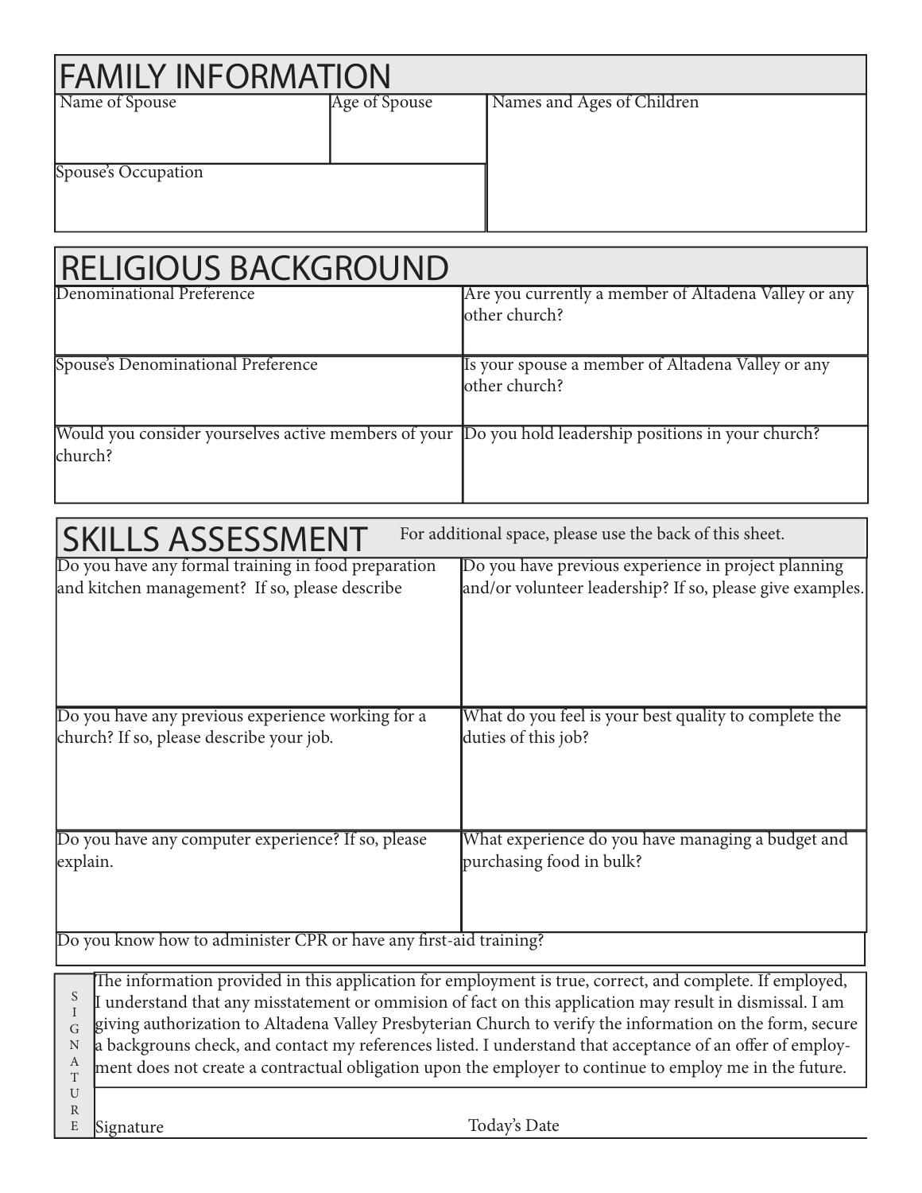## FAMILY INFORMATION

| Name of Spouse | Age of Spouse | Names and Ages of Children |
| --- | --- | --- |
| | | |
| Spouse's Occupation | | |
| | | |

## RELIGIOUS BACKGROUND

| Denominational Preference | Are you currently a member of Altadena Valley or any other church? |
| --- | --- |
| | |
| Spouse's Denominational Preference | Is your spouse a member of Altadena Valley or any other church? |
| | |
| Would you consider yourselves active members of your church? | Do you hold leadership positions in your church? |
| | |

## SKILLS ASSESSMENT

For additional space, please use the back of this sheet.

| Do you have any formal training in food preparation and kitchen management? If so, please describe | Do you have previous experience in project planning and/or volunteer leadership? If so, please give examples. |
| --- | --- |
| | |
| Do you have any previous experience working for a church? If so, please describe your job. | What do you feel is your best quality to complete the duties of this job? |
| | |
| Do you have any computer experience? If so, please explain. | What experience do you have managing a budget and purchasing food in bulk? |
| | |

Do you know how to administer CPR or have any first-aid training?

## SIGNATURE

The information provided in this application for employment is true, correct, and complete. If employed, I understand that any misstatement or ommision of fact on this application may result in dismissal. I am giving authorization to Altadena Valley Presbyterian Church to verify the information on the form, secure a backgrouns check, and contact my references listed. I understand that acceptance of an offer of employment does not create a contractual obligation upon the employer to continue to employ me in the future.

Signature Today's Date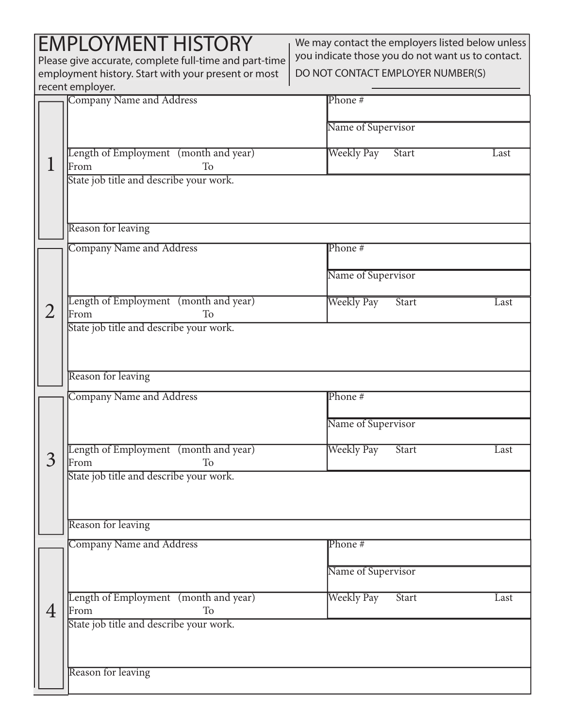# EMPLOYMENT HISTORY

Please give accurate, complete full-time and part-time employment history. Start with your present or most recent employer.

We may contact the employers listed below unless you indicate those you do not want us to contact.

DO NOT CONTACT EMPLOYER NUMBER(S) ____________________

| | | |
|---|---|---|
| 1 | Company Name and Address | Phone # |
| | | Name of Supervisor |
| | Length of Employment (month and year) From To | Weekly Pay Start Last |
| | State job title and describe your work. | |
| | Reason for leaving | |
| 2 | Company Name and Address | Phone # |
| | | Name of Supervisor |
| | Length of Employment (month and year) From To | Weekly Pay Start Last |
| | State job title and describe your work. | |
| | Reason for leaving | |
| 3 | Company Name and Address | Phone # |
| | | Name of Supervisor |
| | Length of Employment (month and year) From To | Weekly Pay Start Last |
| | State job title and describe your work. | |
| | Reason for leaving | |
| 4 | Company Name and Address | Phone # |
| | | Name of Supervisor |
| | Length of Employment (month and year) From To | Weekly Pay Start Last |
| | State job title and describe your work. | |
| | Reason for leaving | |